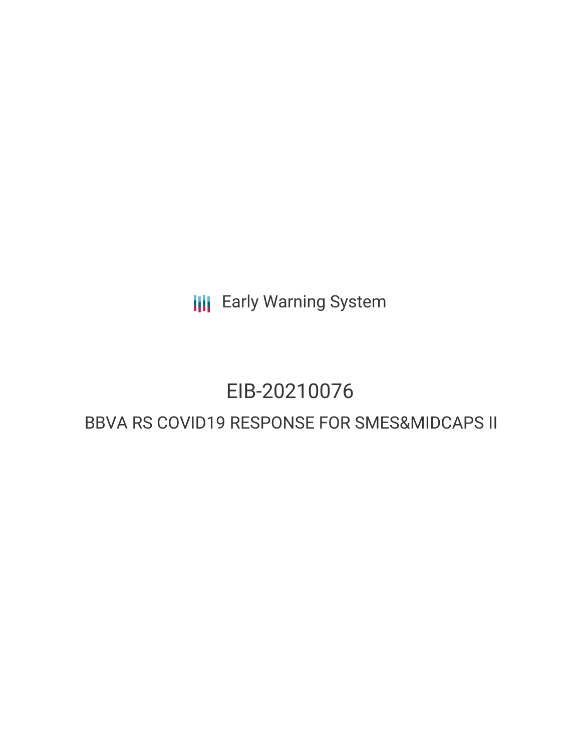Early Warning System

# EIB-20210076

## BBVA RS COVID19 RESPONSE FOR SMES&MIDCAPS II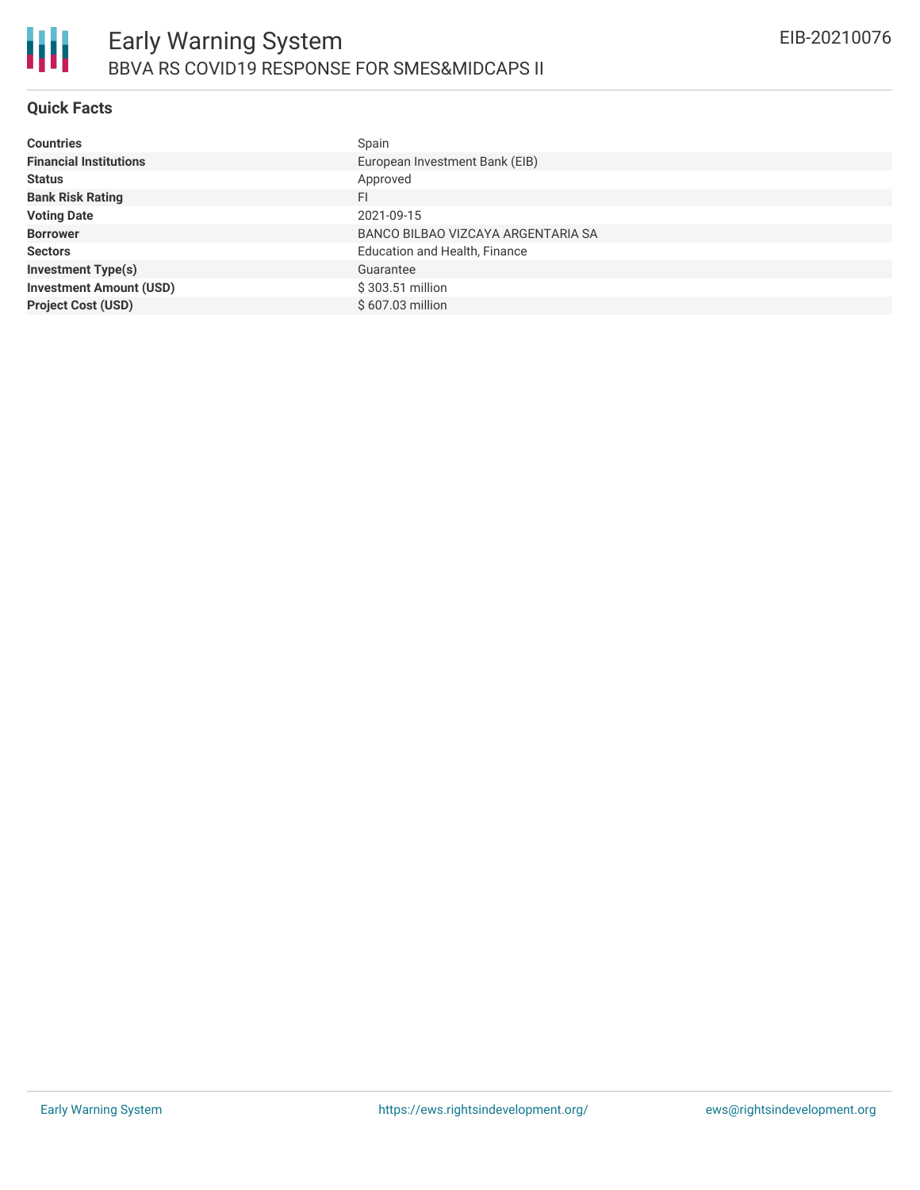# Early Warning System

## BBVA RS COVID19 RESPONSE FOR SMES&MIDCAPS II

EIB-20210076

### Quick Facts

| | |
|---|---|
| **Countries** | Spain |
| **Financial Institutions** | European Investment Bank (EIB) |
| **Status** | Approved |
| **Bank Risk Rating** | FI |
| **Voting Date** | 2021-09-15 |
| **Borrower** | BANCO BILBAO VIZCAYA ARGENTARIA SA |
| **Sectors** | Education and Health, Finance |
| **Investment Type(s)** | Guarantee |
| **Investment Amount (USD)** | $ 303.51 million |
| **Project Cost (USD)** | $ 607.03 million |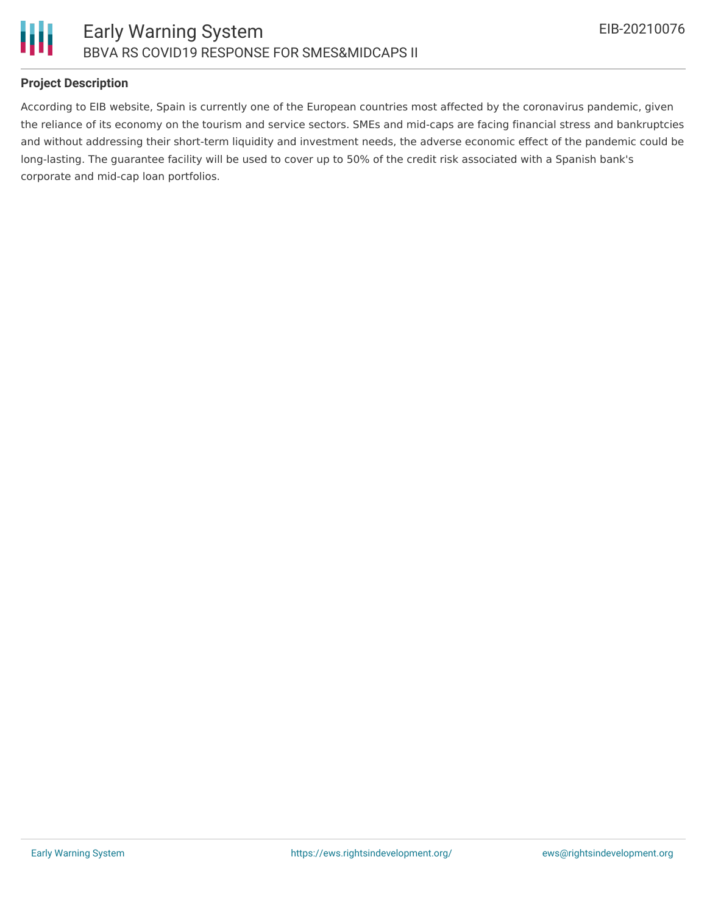## Project Description

According to EIB website, Spain is currently one of the European countries most affected by the coronavirus pandemic, given the reliance of its economy on the tourism and service sectors. SMEs and mid-caps are facing financial stress and bankruptcies and without addressing their short-term liquidity and investment needs, the adverse economic effect of the pandemic could be long-lasting. The guarantee facility will be used to cover up to 50% of the credit risk associated with a Spanish bank's corporate and mid-cap loan portfolios.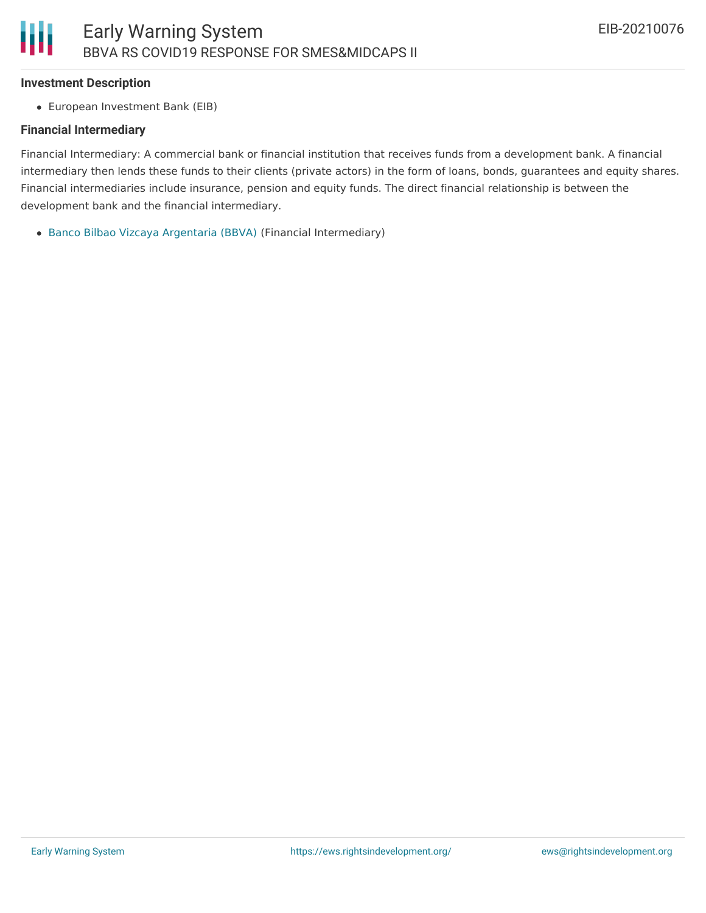**Investment Description**

- European Investment Bank (EIB)

**Financial Intermediary**

Financial Intermediary: A commercial bank or financial institution that receives funds from a development bank. A financial intermediary then lends these funds to their clients (private actors) in the form of loans, bonds, guarantees and equity shares. Financial intermediaries include insurance, pension and equity funds. The direct financial relationship is between the development bank and the financial intermediary.

- Banco Bilbao Vizcaya Argentaria (BBVA) (Financial Intermediary)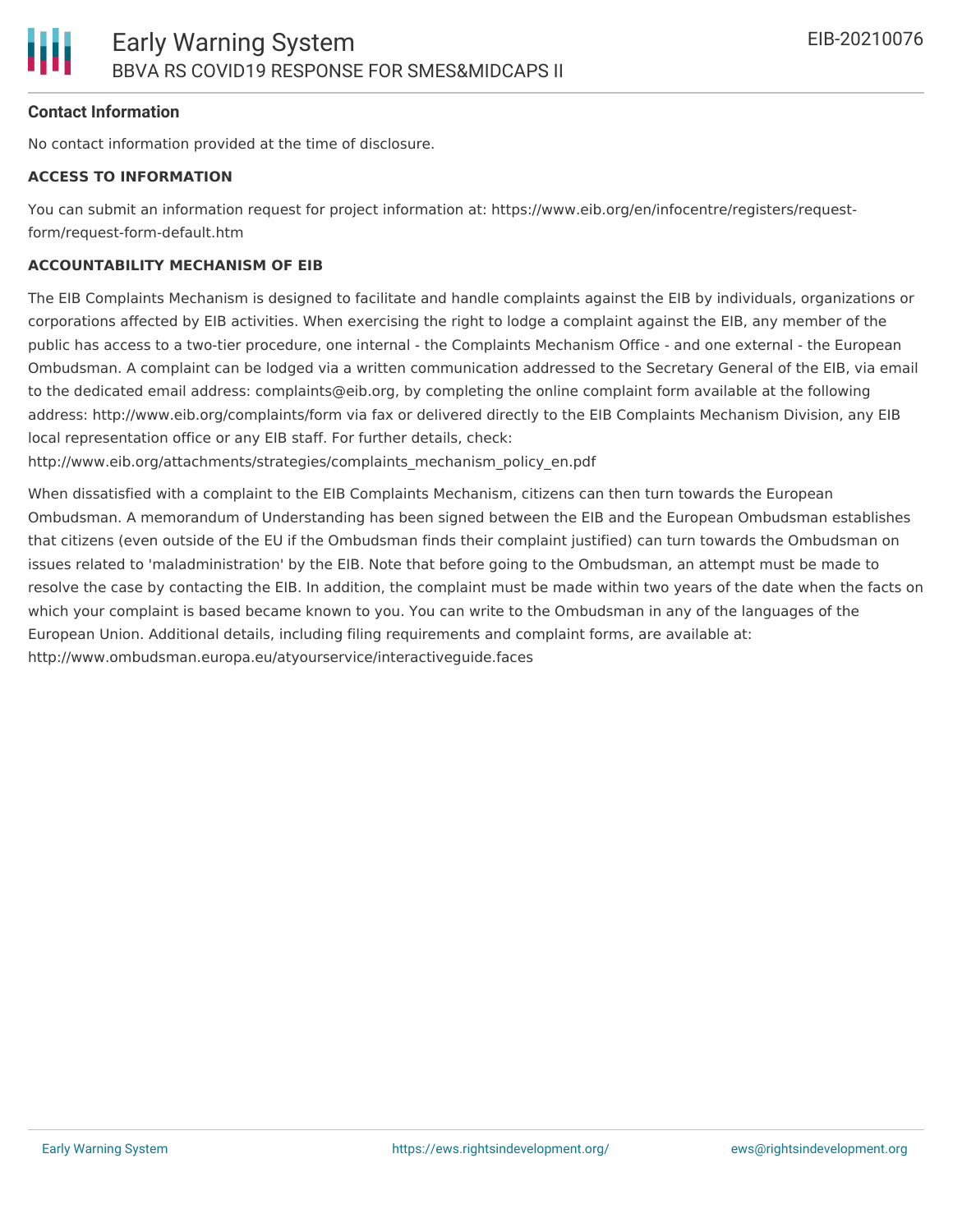**Contact Information**

No contact information provided at the time of disclosure.

**ACCESS TO INFORMATION**

You can submit an information request for project information at: https://www.eib.org/en/infocentre/registers/request-form/request-form-default.htm

**ACCOUNTABILITY MECHANISM OF EIB**

The EIB Complaints Mechanism is designed to facilitate and handle complaints against the EIB by individuals, organizations or corporations affected by EIB activities. When exercising the right to lodge a complaint against the EIB, any member of the public has access to a two-tier procedure, one internal - the Complaints Mechanism Office - and one external - the European Ombudsman. A complaint can be lodged via a written communication addressed to the Secretary General of the EIB, via email to the dedicated email address: complaints@eib.org, by completing the online complaint form available at the following address: http://www.eib.org/complaints/form via fax or delivered directly to the EIB Complaints Mechanism Division, any EIB local representation office or any EIB staff. For further details, check: http://www.eib.org/attachments/strategies/complaints_mechanism_policy_en.pdf

When dissatisfied with a complaint to the EIB Complaints Mechanism, citizens can then turn towards the European Ombudsman. A memorandum of Understanding has been signed between the EIB and the European Ombudsman establishes that citizens (even outside of the EU if the Ombudsman finds their complaint justified) can turn towards the Ombudsman on issues related to 'maladministration' by the EIB. Note that before going to the Ombudsman, an attempt must be made to resolve the case by contacting the EIB. In addition, the complaint must be made within two years of the date when the facts on which your complaint is based became known to you. You can write to the Ombudsman in any of the languages of the European Union. Additional details, including filing requirements and complaint forms, are available at: http://www.ombudsman.europa.eu/atyourservice/interactiveguide.faces